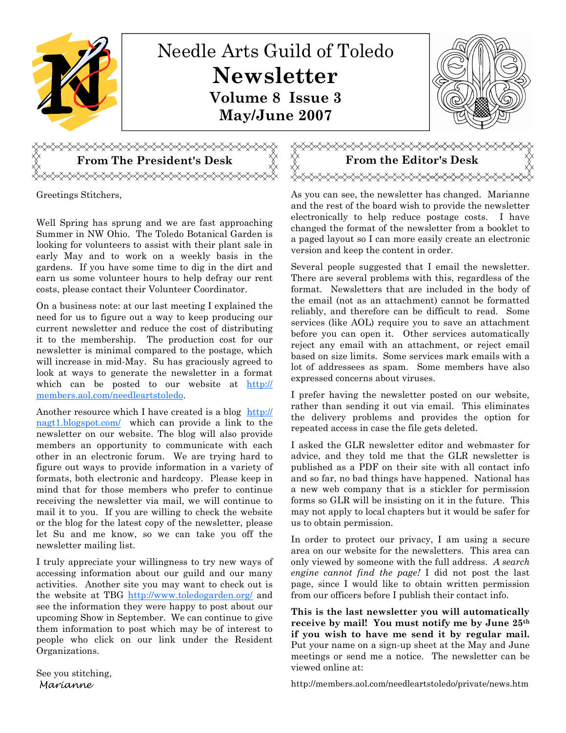# Needle Arts Guild of Toledo

# Newsletter

**Volume 8 Issue 3**

**May/June 2007**

## From The President's Desk

Greetings Stitchers,

Well Spring has sprung and we are fast approaching Summer in NW Ohio. The Toledo Botanical Garden is looking for volunteers to assist with their plant sale in early May and to work on a weekly basis in the gardens. If you have some time to dig in the dirt and earn us some volunteer hours to help defray our rent costs, please contact their Volunteer Coordinator.

On a business note: at our last meeting I explained the need for us to figure out a way to keep producing our current newsletter and reduce the cost of distributing it to the membership. The production cost for our newsletter is minimal compared to the postage, which will increase in mid-May. Su has graciously agreed to look at ways to generate the newsletter in a format which can be posted to our website at http://members.aol.com/needleartstoledo.

Another resource which I have created is a blog http://nagt1.blogspot.com/ which can provide a link to the newsletter on our website. The blog will also provide members an opportunity to communicate with each other in an electronic forum. We are trying hard to figure out ways to provide information in a variety of formats, both electronic and hardcopy. Please keep in mind that for those members who prefer to continue receiving the newsletter via mail, we will continue to mail it to you. If you are willing to check the website or the blog for the latest copy of the newsletter, please let Su and me know, so we can take you off the newsletter mailing list.

I truly appreciate your willingness to try new ways of accessing information about our guild and our many activities. Another site you may want to check out is the website at TBG http://www.toledogarden.org/ and see the information they were happy to post about our upcoming Show in September. We can continue to give them information to post which may be of interest to people who click on our link under the Resident Organizations.

See you stitching,
*Marianne*

## From the Editor's Desk

As you can see, the newsletter has changed. Marianne and the rest of the board wish to provide the newsletter electronically to help reduce postage costs. I have changed the format of the newsletter from a booklet to a paged layout so I can more easily create an electronic version and keep the content in order.

Several people suggested that I email the newsletter. There are several problems with this, regardless of the format. Newsletters that are included in the body of the email (not as an attachment) cannot be formatted reliably, and therefore can be difficult to read. Some services (like AOL) require you to save an attachment before you can open it. Other services automatically reject any email with an attachment, or reject email based on size limits. Some services mark emails with a lot of addressees as spam. Some members have also expressed concerns about viruses.

I prefer having the newsletter posted on our website, rather than sending it out via email. This eliminates the delivery problems and provides the option for repeated access in case the file gets deleted.

I asked the GLR newsletter editor and webmaster for advice, and they told me that the GLR newsletter is published as a PDF on their site with all contact info and so far, no bad things have happened. National has a new web company that is a stickler for permission forms so GLR will be insisting on it in the future. This may not apply to local chapters but it would be safer for us to obtain permission.

In order to protect our privacy, I am using a secure area on our website for the newsletters. This area can only viewed by someone with the full address. *A search engine cannot find the page!* I did not post the last page, since I would like to obtain written permission from our officers before I publish their contact info.

**This is the last newsletter you will automatically receive by mail! You must notify me by June 25th if you wish to have me send it by regular mail.** Put your name on a sign-up sheet at the May and June meetings or send me a notice. The newsletter can be viewed online at:

http://members.aol.com/needleartstoledo/private/news.htm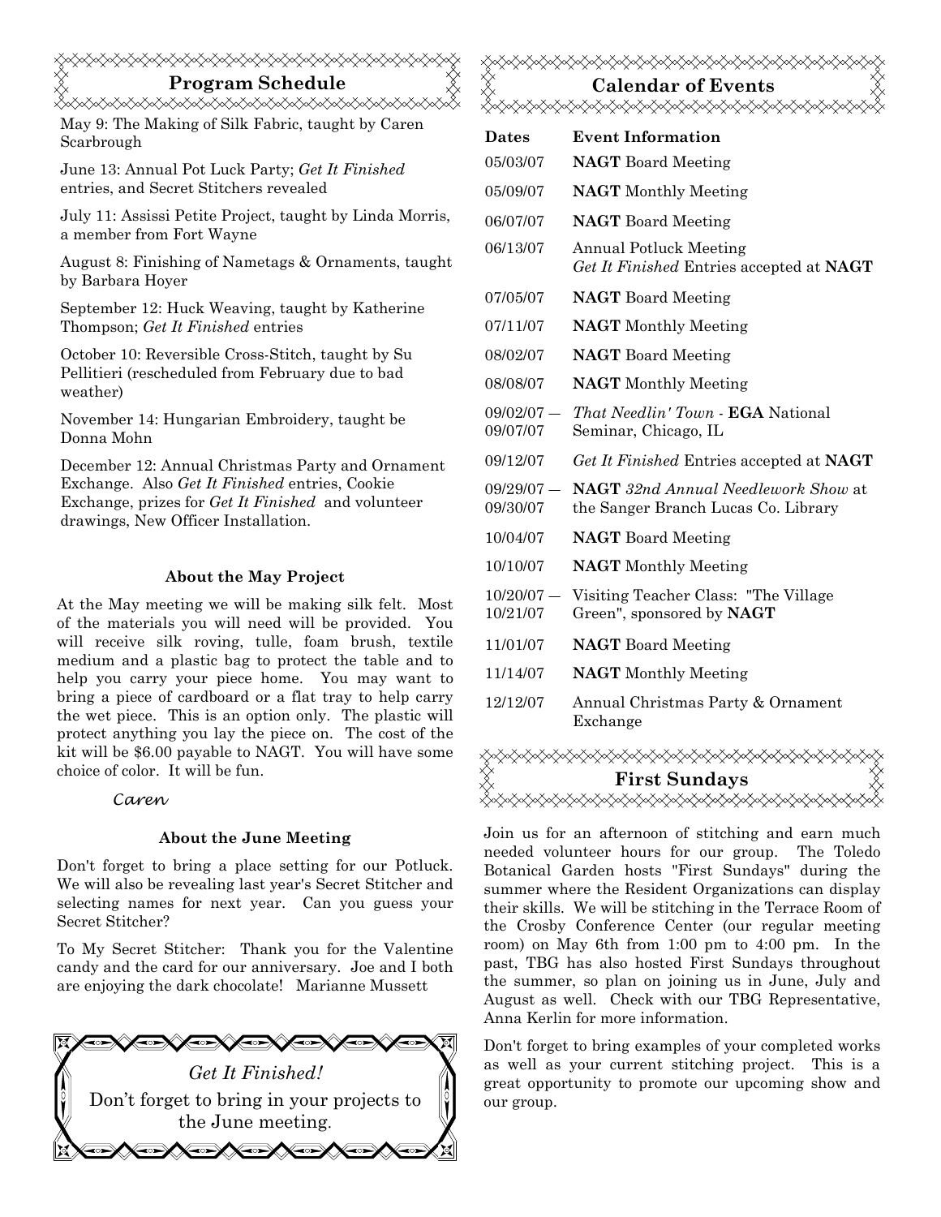## Program Schedule

May 9: The Making of Silk Fabric, taught by Caren Scarbrough

June 13: Annual Pot Luck Party; *Get It Finished* entries, and Secret Stitchers revealed

July 11: Assissi Petite Project, taught by Linda Morris, a member from Fort Wayne

August 8: Finishing of Nametags & Ornaments, taught by Barbara Hoyer

September 12: Huck Weaving, taught by Katherine Thompson; *Get It Finished* entries

October 10: Reversible Cross-Stitch, taught by Su Pellitieri (rescheduled from February due to bad weather)

November 14: Hungarian Embroidery, taught be Donna Mohn

December 12: Annual Christmas Party and Ornament Exchange. Also *Get It Finished* entries, Cookie Exchange, prizes for *Get It Finished* and volunteer drawings, New Officer Installation.

### About the May Project

At the May meeting we will be making silk felt. Most of the materials you will need will be provided. You will receive silk roving, tulle, foam brush, textile medium and a plastic bag to protect the table and to help you carry your piece home. You may want to bring a piece of cardboard or a flat tray to help carry the wet piece. This is an option only. The plastic will protect anything you lay the piece on. The cost of the kit will be $6.00 payable to NAGT. You will have some choice of color. It will be fun.

*Caren*

### About the June Meeting

Don't forget to bring a place setting for our Potluck. We will also be revealing last year's Secret Stitcher and selecting names for next year. Can you guess your Secret Stitcher?

To My Secret Stitcher: Thank you for the Valentine candy and the card for our anniversary. Joe and I both are enjoying the dark chocolate! Marianne Mussett

*Get It Finished!*

Don't forget to bring in your projects to the June meeting.

## Calendar of Events

| Dates | Event Information |
|---|---|
| 05/03/07 | **NAGT** Board Meeting |
| 05/09/07 | **NAGT** Monthly Meeting |
| 06/07/07 | **NAGT** Board Meeting |
| 06/13/07 | Annual Potluck Meeting<br>*Get It Finished* Entries accepted at **NAGT** |
| 07/05/07 | **NAGT** Board Meeting |
| 07/11/07 | **NAGT** Monthly Meeting |
| 08/02/07 | **NAGT** Board Meeting |
| 08/08/07 | **NAGT** Monthly Meeting |
| 09/02/07 — 09/07/07 | *That Needlin' Town* - **EGA** National Seminar, Chicago, IL |
| 09/12/07 | *Get It Finished* Entries accepted at **NAGT** |
| 09/29/07 — 09/30/07 | **NAGT** *32nd Annual Needlework Show* at the Sanger Branch Lucas Co. Library |
| 10/04/07 | **NAGT** Board Meeting |
| 10/10/07 | **NAGT** Monthly Meeting |
| 10/20/07 — 10/21/07 | Visiting Teacher Class: "The Village Green", sponsored by **NAGT** |
| 11/01/07 | **NAGT** Board Meeting |
| 11/14/07 | **NAGT** Monthly Meeting |
| 12/12/07 | Annual Christmas Party & Ornament Exchange |

## First Sundays

Join us for an afternoon of stitching and earn much needed volunteer hours for our group. The Toledo Botanical Garden hosts "First Sundays" during the summer where the Resident Organizations can display their skills. We will be stitching in the Terrace Room of the Crosby Conference Center (our regular meeting room) on May 6th from 1:00 pm to 4:00 pm. In the past, TBG has also hosted First Sundays throughout the summer, so plan on joining us in June, July and August as well. Check with our TBG Representative, Anna Kerlin for more information.

Don't forget to bring examples of your completed works as well as your current stitching project. This is a great opportunity to promote our upcoming show and our group.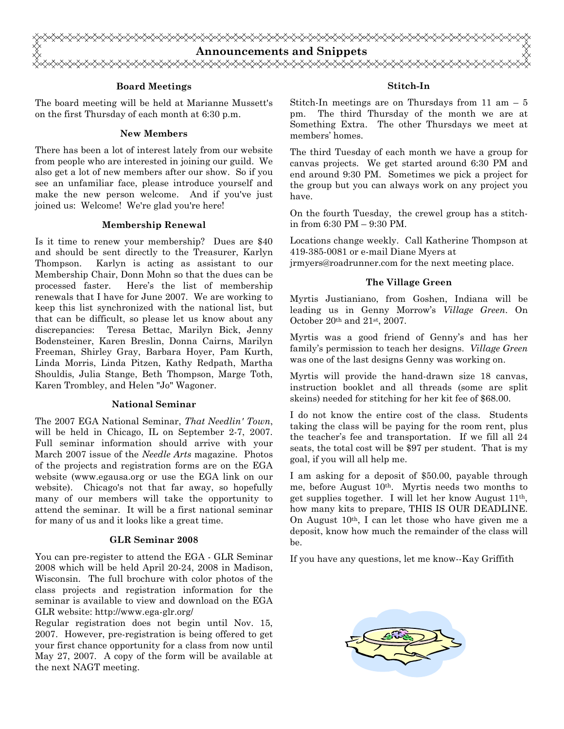# Announcements and Snippets

### Board Meetings

The board meeting will be held at Marianne Mussett's on the first Thursday of each month at 6:30 p.m.

### New Members

There has been a lot of interest lately from our website from people who are interested in joining our guild. We also get a lot of new members after our show. So if you see an unfamiliar face, please introduce yourself and make the new person welcome. And if you've just joined us: Welcome! We're glad you're here!

### Membership Renewal

Is it time to renew your membership? Dues are $40 and should be sent directly to the Treasurer, Karlyn Thompson. Karlyn is acting as assistant to our Membership Chair, Donn Mohn so that the dues can be processed faster. Here's the list of membership renewals that I have for June 2007. We are working to keep this list synchronized with the national list, but that can be difficult, so please let us know about any discrepancies: Teresa Bettac, Marilyn Bick, Jenny Bodensteiner, Karen Breslin, Donna Cairns, Marilyn Freeman, Shirley Gray, Barbara Hoyer, Pam Kurth, Linda Morris, Linda Pitzen, Kathy Redpath, Martha Shouldis, Julia Stange, Beth Thompson, Marge Toth, Karen Trombley, and Helen "Jo" Wagoner.

### National Seminar

The 2007 EGA National Seminar, *That Needlin' Town*, will be held in Chicago, IL on September 2-7, 2007. Full seminar information should arrive with your March 2007 issue of the *Needle Arts* magazine. Photos of the projects and registration forms are on the EGA website (www.egausa.org or use the EGA link on our website). Chicago's not that far away, so hopefully many of our members will take the opportunity to attend the seminar. It will be a first national seminar for many of us and it looks like a great time.

### GLR Seminar 2008

You can pre-register to attend the EGA - GLR Seminar 2008 which will be held April 20-24, 2008 in Madison, Wisconsin. The full brochure with color photos of the class projects and registration information for the seminar is available to view and download on the EGA GLR website: http://www.ega-glr.org/

Regular registration does not begin until Nov. 15, 2007. However, pre-registration is being offered to get your first chance opportunity for a class from now until May 27, 2007. A copy of the form will be available at the next NAGT meeting.

### Stitch-In

Stitch-In meetings are on Thursdays from 11 am – 5 pm. The third Thursday of the month we are at Something Extra. The other Thursdays we meet at members' homes.

The third Tuesday of each month we have a group for canvas projects. We get started around 6:30 PM and end around 9:30 PM. Sometimes we pick a project for the group but you can always work on any project you have.

On the fourth Tuesday, the crewel group has a stitch-in from 6:30 PM – 9:30 PM.

Locations change weekly. Call Katherine Thompson at 419-385-0081 or e-mail Diane Myers at jrmyers@roadrunner.com for the next meeting place.

### The Village Green

Myrtis Justianiano, from Goshen, Indiana will be leading us in Genny Morrow's *Village Green*. On October 20th and 21st, 2007.

Myrtis was a good friend of Genny's and has her family's permission to teach her designs. *Village Green* was one of the last designs Genny was working on.

Myrtis will provide the hand-drawn size 18 canvas, instruction booklet and all threads (some are split skeins) needed for stitching for her kit fee of $68.00.

I do not know the entire cost of the class. Students taking the class will be paying for the room rent, plus the teacher's fee and transportation. If we fill all 24 seats, the total cost will be $97 per student. That is my goal, if you will all help me.

I am asking for a deposit of $50.00, payable through me, before August 10th. Myrtis needs two months to get supplies together. I will let her know August 11th, how many kits to prepare, THIS IS OUR DEADLINE. On August 10th, I can let those who have given me a deposit, know how much the remainder of the class will be.

If you have any questions, let me know--Kay Griffith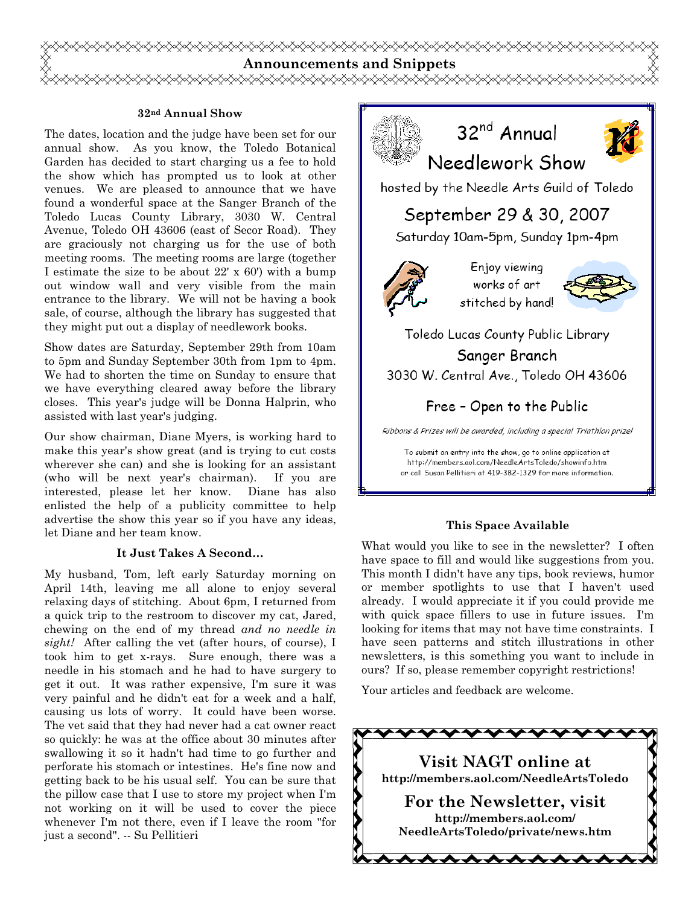## Announcements and Snippets

### 32nd Annual Show

The dates, location and the judge have been set for our annual show. As you know, the Toledo Botanical Garden has decided to start charging us a fee to hold the show which has prompted us to look at other venues. We are pleased to announce that we have found a wonderful space at the Sanger Branch of the Toledo Lucas County Library, 3030 W. Central Avenue, Toledo OH 43606 (east of Secor Road). They are graciously not charging us for the use of both meeting rooms. The meeting rooms are large (together I estimate the size to be about 22' x 60') with a bump out window wall and very visible from the main entrance to the library. We will not be having a book sale, of course, although the library has suggested that they might put out a display of needlework books.

Show dates are Saturday, September 29th from 10am to 5pm and Sunday September 30th from 1pm to 4pm. We had to shorten the time on Sunday to ensure that we have everything cleared away before the library closes. This year's judge will be Donna Halprin, who assisted with last year's judging.

Our show chairman, Diane Myers, is working hard to make this year's show great (and is trying to cut costs wherever she can) and she is looking for an assistant (who will be next year's chairman). If you are interested, please let her know. Diane has also enlisted the help of a publicity committee to help advertise the show this year so if you have any ideas, let Diane and her team know.

### It Just Takes A Second…

My husband, Tom, left early Saturday morning on April 14th, leaving me all alone to enjoy several relaxing days of stitching. About 6pm, I returned from a quick trip to the restroom to discover my cat, Jared, chewing on the end of my thread *and no needle in sight!* After calling the vet (after hours, of course), I took him to get x-rays. Sure enough, there was a needle in his stomach and he had to have surgery to get it out. It was rather expensive, I'm sure it was very painful and he didn't eat for a week and a half, causing us lots of worry. It could have been worse. The vet said that they had never had a cat owner react so quickly: he was at the office about 30 minutes after swallowing it so it hadn't had time to go further and perforate his stomach or intestines. He's fine now and getting back to be his usual self. You can be sure that the pillow case that I use to store my project when I'm not working on it will be used to cover the piece whenever I'm not there, even if I leave the room "for just a second". -- Su Pellitieri

---

32nd Annual Needlework Show

hosted by the Needle Arts Guild of Toledo

September 29 & 30, 2007

Saturday 10am-5pm, Sunday 1pm-4pm

Enjoy viewing works of art stitched by hand!

Toledo Lucas County Public Library

Sanger Branch

3030 W. Central Ave., Toledo OH 43606

Free – Open to the Public

*Ribbons & Prizes will be awarded, including a special Triathlon prize!*

To submit an entry into the show, go to online application at http://members.aol.com/NeedleArtsToledo/showinfo.htm or call Susan Pellitieri at 419-382-1329 for more information.

---

### This Space Available

What would you like to see in the newsletter? I often have space to fill and would like suggestions from you. This month I didn't have any tips, book reviews, humor or member spotlights to use that I haven't used already. I would appreciate it if you could provide me with quick space fillers to use in future issues. I'm looking for items that may not have time constraints. I have seen patterns and stitch illustrations in other newsletters, is this something you want to include in ours? If so, please remember copyright restrictions!

Your articles and feedback are welcome.

---

**Visit NAGT online at**
**http://members.aol.com/NeedleArtsToledo**

**For the Newsletter, visit**
**http://members.aol.com/NeedleArtsToledo/private/news.htm**